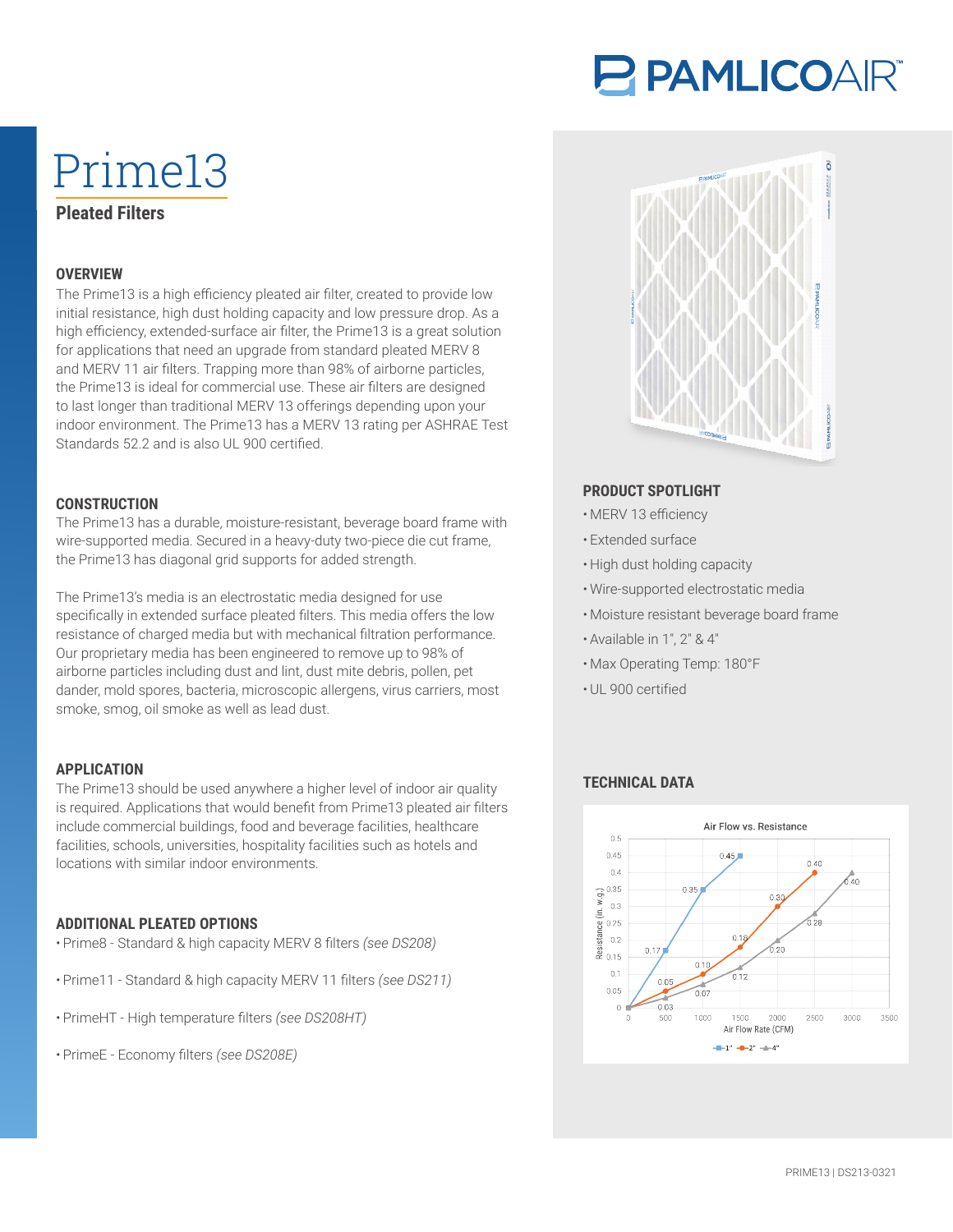# Prime13

## Pleated Filters

### OVERVIEW

The Prime13 is a high efficiency pleated air filter, created to provide low initial resistance, high dust holding capacity and low pressure drop. As a high efficiency, extended-surface air filter, the Prime13 is a great solution for applications that need an upgrade from standard pleated MERV 8 and MERV 11 air filters. Trapping more than 98% of airborne particles, the Prime13 is ideal for commercial use. These air filters are designed to last longer than traditional MERV 13 offerings depending upon your indoor environment. The Prime13 has a MERV 13 rating per ASHRAE Test Standards 52.2 and is also UL 900 certified.

### CONSTRUCTION

The Prime13 has a durable, moisture-resistant, beverage board frame with wire-supported media. Secured in a heavy-duty two-piece die cut frame, the Prime13 has diagonal grid supports for added strength.

The Prime13's media is an electrostatic media designed for use specifically in extended surface pleated filters. This media offers the low resistance of charged media but with mechanical filtration performance. Our proprietary media has been engineered to remove up to 98% of airborne particles including dust and lint, dust mite debris, pollen, pet dander, mold spores, bacteria, microscopic allergens, virus carriers, most smoke, smog, oil smoke as well as lead dust.

### APPLICATION

The Prime13 should be used anywhere a higher level of indoor air quality is required. Applications that would benefit from Prime13 pleated air filters include commercial buildings, food and beverage facilities, healthcare facilities, schools, universities, hospitality facilities such as hotels and locations with similar indoor environments.

### ADDITIONAL PLEATED OPTIONS

- Prime8 - Standard & high capacity MERV 8 filters *(see DS208)*
- Prime11 - Standard & high capacity MERV 11 filters *(see DS211)*
- PrimeHT - High temperature filters *(see DS208HT)*
- PrimeE - Economy filters *(see DS208E)*

### PRODUCT SPOTLIGHT

- MERV 13 efficiency
- Extended surface
- High dust holding capacity
- Wire-supported electrostatic media
- Moisture resistant beverage board frame
- Available in 1", 2" & 4"
- Max Operating Temp: 180°F
- UL 900 certified

### TECHNICAL DATA

**Air Flow vs. Resistance**

Resistance (in. w.g.) by Air Flow Rate (CFM):

| Air Flow Rate (CFM) | 1" | 2" | 4" |
|---|---|---|---|
| 0 | 0 | 0 | 0 |
| 500 | 0.17 | 0.05 | 0.03 |
| 1000 | 0.35 | 0.10 | 0.07 |
| 1500 | 0.45 | 0.18 | 0.12 |
| 2000 | | 0.30 | 0.20 |
| 2500 | | 0.40 | 0.28 |
| 3000 | | | 0.40 |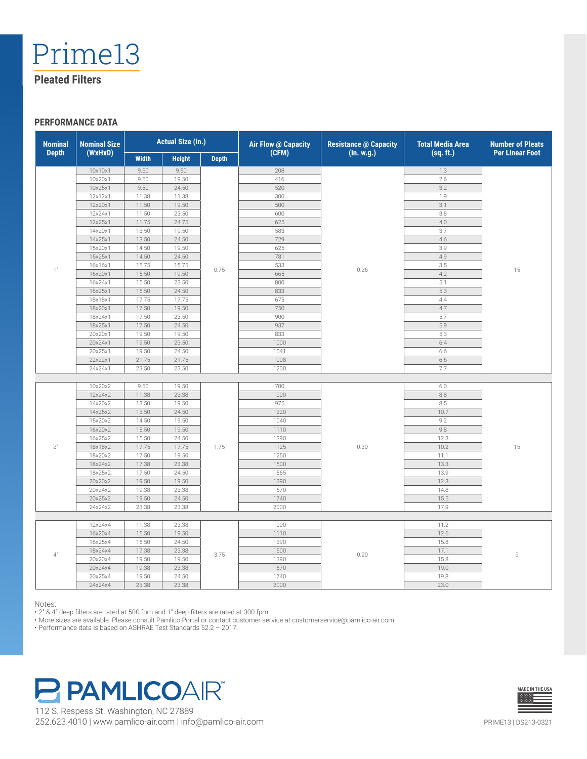# Prime13

**Pleated Filters**

## PERFORMANCE DATA

| Nominal Depth | Nominal Size (WxHxD) | Actual Size (in.) | | | Air Flow @ Capacity (CFM) | Resistance @ Capacity (in. w.g.) | Total Media Area (sq. ft.) | Number of Pleats Per Linear Foot |
|---|---|---|---|---|---|---|---|---|
| | | Width | Height | Depth | | | | |
| 1" | 10x10x1 | 9.50 | 9.50 | 0.75 | 208 | 0.26 | 1.3 | 15 |
| | 10x20x1 | 9.50 | 19.50 | | 416 | | 2.6 | |
| | 10x25x1 | 9.50 | 24.50 | | 520 | | 3.2 | |
| | 12x12x1 | 11.38 | 11.38 | | 300 | | 1.9 | |
| | 12x20x1 | 11.50 | 19.50 | | 500 | | 3.1 | |
| | 12x24x1 | 11.50 | 23.50 | | 600 | | 3.8 | |
| | 12x25x1 | 11.75 | 24.75 | | 625 | | 4.0 | |
| | 14x20x1 | 13.50 | 19.50 | | 583 | | 3.7 | |
| | 14x25x1 | 13.50 | 24.50 | | 729 | | 4.6 | |
| | 15x20x1 | 14.50 | 19.50 | | 625 | | 3.9 | |
| | 15x25x1 | 14.50 | 24.50 | | 781 | | 4.9 | |
| | 16x16x1 | 15.75 | 15.75 | | 533 | | 3.5 | |
| | 16x20x1 | 15.50 | 19.50 | | 665 | | 4.2 | |
| | 16x24x1 | 15.50 | 23.50 | | 800 | | 5.1 | |
| | 16x25x1 | 15.50 | 24.50 | | 833 | | 5.3 | |
| | 18x18x1 | 17.75 | 17.75 | | 675 | | 4.4 | |
| | 18x20x1 | 17.50 | 19.50 | | 750 | | 4.7 | |
| | 18x24x1 | 17.50 | 23.50 | | 900 | | 5.7 | |
| | 18x25x1 | 17.50 | 24.50 | | 937 | | 5.9 | |
| | 20x20x1 | 19.50 | 19.50 | | 833 | | 5.3 | |
| | 20x24x1 | 19.50 | 23.50 | | 1000 | | 6.4 | |
| | 20x25x1 | 19.50 | 24.50 | | 1041 | | 6.6 | |
| | 22x22x1 | 21.75 | 21.75 | | 1008 | | 6.6 | |
| | 24x24x1 | 23.50 | 23.50 | | 1200 | | 7.7 | |
| 2" | 10x20x2 | 9.50 | 19.50 | 1.75 | 700 | 0.30 | 6.0 | 15 |
| | 12x24x2 | 11.38 | 23.38 | | 1000 | | 8.8 | |
| | 14x20x2 | 13.50 | 19.50 | | 975 | | 8.5 | |
| | 14x25x2 | 13.50 | 24.50 | | 1220 | | 10.7 | |
| | 15x20x2 | 14.50 | 19.50 | | 1040 | | 9.2 | |
| | 16x20x2 | 15.50 | 19.50 | | 1110 | | 9.8 | |
| | 16x25x2 | 15.50 | 24.50 | | 1390 | | 12.3 | |
| | 18x18x2 | 17.75 | 17.75 | | 1125 | | 10.2 | |
| | 18x20x2 | 17.50 | 19.50 | | 1250 | | 11.1 | |
| | 18x24x2 | 17.38 | 23.38 | | 1500 | | 13.3 | |
| | 18x25x2 | 17.50 | 24.50 | | 1565 | | 13.9 | |
| | 20x20x2 | 19.50 | 19.50 | | 1390 | | 12.3 | |
| | 20x24x2 | 19.38 | 23.38 | | 1670 | | 14.8 | |
| | 20x25x2 | 19.50 | 24.50 | | 1740 | | 15.5 | |
| | 24x24x2 | 23.38 | 23.38 | | 2000 | | 17.9 | |
| 4" | 12x24x4 | 11.38 | 23.38 | 3.75 | 1000 | 0.20 | 11.2 | 9 |
| | 16x20x4 | 15.50 | 19.50 | | 1110 | | 12.6 | |
| | 16x25x4 | 15.50 | 24.50 | | 1390 | | 15.8 | |
| | 18x24x4 | 17.38 | 23.38 | | 1500 | | 17.1 | |
| | 20x20x4 | 19.50 | 19.50 | | 1390 | | 15.8 | |
| | 20x24x4 | 19.38 | 23.38 | | 1670 | | 19.0 | |
| | 20x25x4 | 19.50 | 24.50 | | 1740 | | 19.8 | |
| | 24x24x4 | 23.38 | 23.38 | | 2000 | | 23.0 | |

Notes:

- 2" & 4" deep filters are rated at 500 fpm and 1" deep filters are rated at 300 fpm.
- More sizes are available. Please consult Pamlico Portal or contact customer service at customerservice@pamlico-air.com.
- Performance data is based on ASHRAE Test Standards 52.2 – 2017.

PAMLICOAIR™

112 S. Respess St. Washington, NC 27889
252.623.4010 | www.pamlico-air.com | info@pamlico-air.com

MADE IN THE USA

PRIME13 | DS213-0321